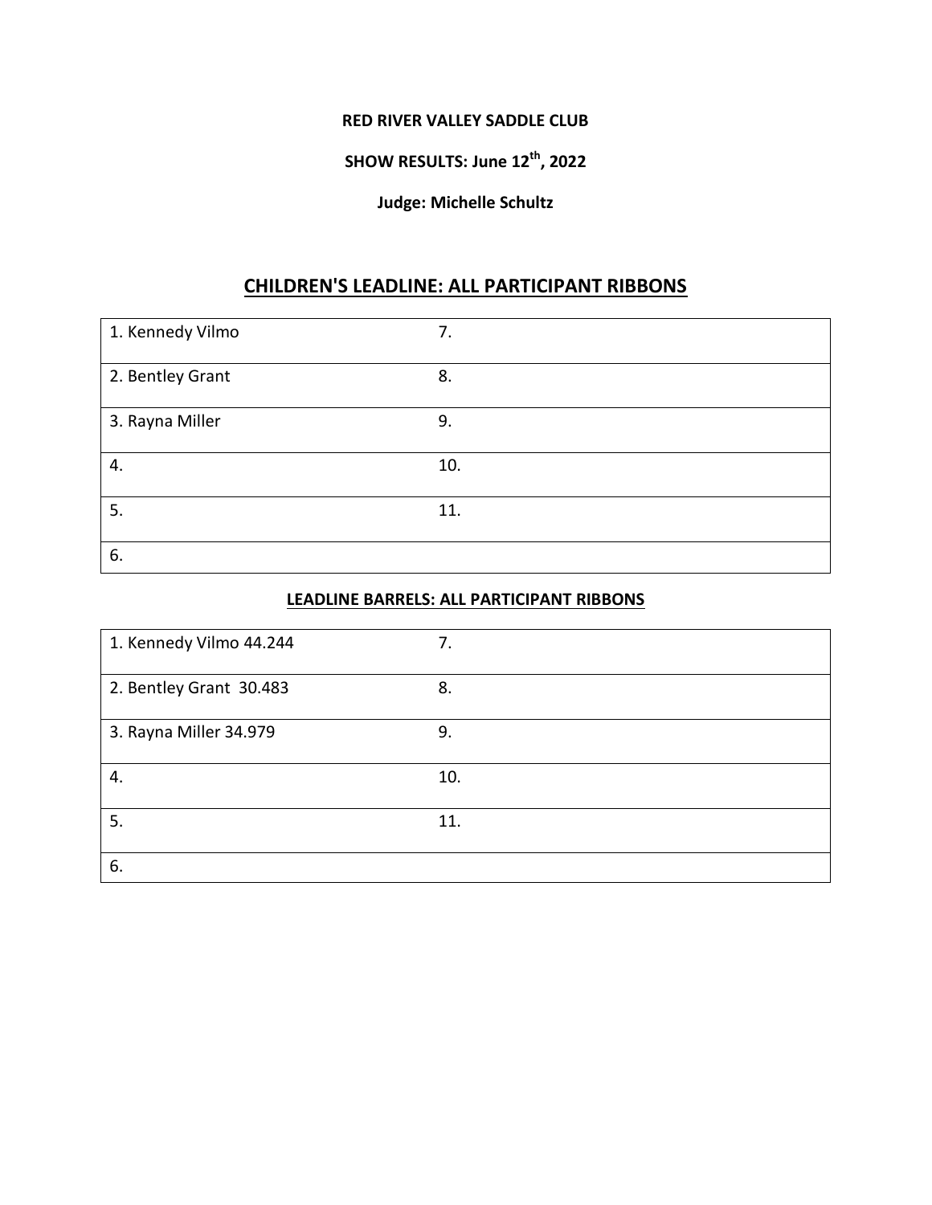**RED RIVER VALLEY SADDLE CLUB**

**SHOW RESULTS: June 12th, 2022**

**Judge: Michelle Schultz**

## CHILDREN'S LEADLINE: ALL PARTICIPANT RIBBONS

| | |
|---|---|
| 1. Kennedy Vilmo | 7. |
| 2. Bentley Grant | 8. |
| 3. Rayna Miller | 9. |
| 4. | 10. |
| 5. | 11. |
| 6. | |

### LEADLINE BARRELS: ALL PARTICIPANT RIBBONS

| | |
|---|---|
| 1. Kennedy Vilmo 44.244 | 7. |
| 2. Bentley Grant 30.483 | 8. |
| 3. Rayna Miller 34.979 | 9. |
| 4. | 10. |
| 5. | 11. |
| 6. | |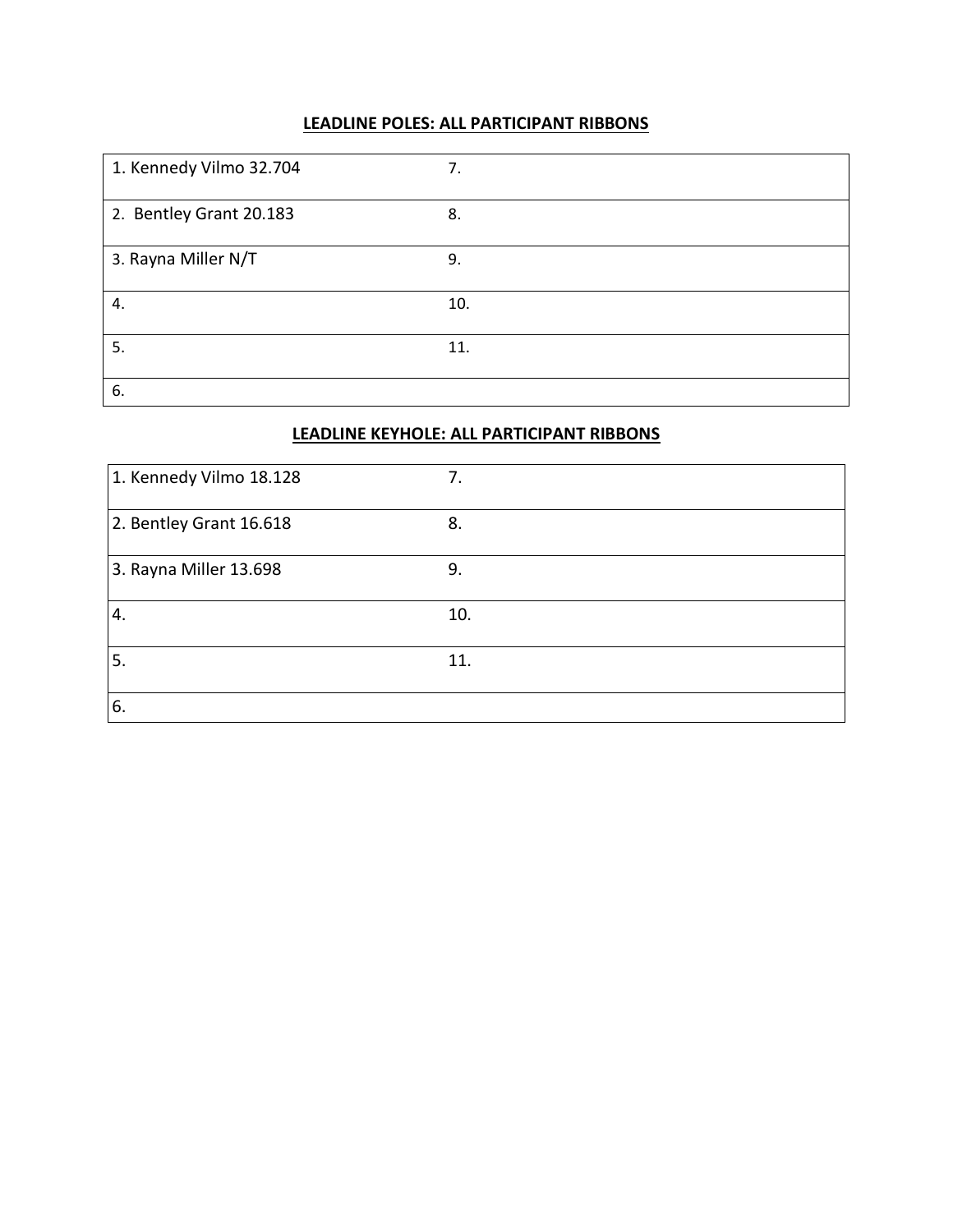**LEADLINE POLES: ALL PARTICIPANT RIBBONS**

| | |
|---|---|
| 1. Kennedy Vilmo 32.704 | 7. |
| 2. Bentley Grant 20.183 | 8. |
| 3. Rayna Miller N/T | 9. |
| 4. | 10. |
| 5. | 11. |
| 6. | |

**LEADLINE KEYHOLE: ALL PARTICIPANT RIBBONS**

| | |
|---|---|
| 1. Kennedy Vilmo 18.128 | 7. |
| 2. Bentley Grant 16.618 | 8. |
| 3. Rayna Miller 13.698 | 9. |
| 4. | 10. |
| 5. | 11. |
| 6. | |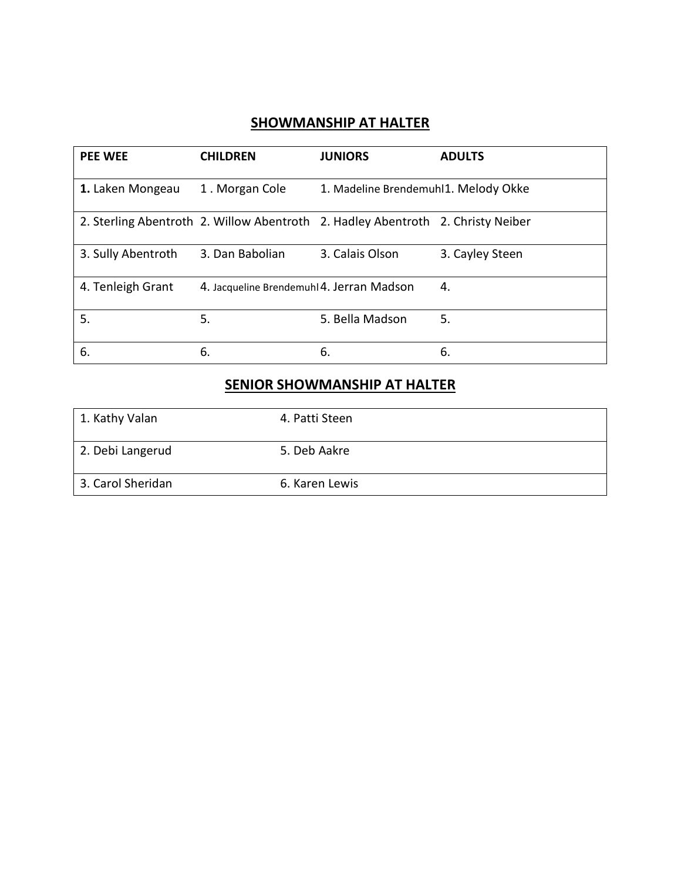## SHOWMANSHIP AT HALTER

| PEE WEE | CHILDREN | JUNIORS | ADULTS |
|---|---|---|---|
| **1.** Laken Mongeau | 1 . Morgan Cole | 1. Madeline Brendemuhl | 1. Melody Okke |
| 2. Sterling Abentroth | 2. Willow Abentroth | 2. Hadley Abentroth | 2. Christy Neiber |
| 3. Sully Abentroth | 3. Dan Babolian | 3. Calais Olson | 3. Cayley Steen |
| 4. Tenleigh Grant | 4. Jacqueline Brendemuhl | 4. Jerran Madson | 4. |
| 5. | 5. | 5. Bella Madson | 5. |
| 6. | 6. | 6. | 6. |

## SENIOR SHOWMANSHIP AT HALTER

| | |
|---|---|
| 1. Kathy Valan | 4. Patti Steen |
| 2. Debi Langerud | 5. Deb Aakre |
| 3. Carol Sheridan | 6. Karen Lewis |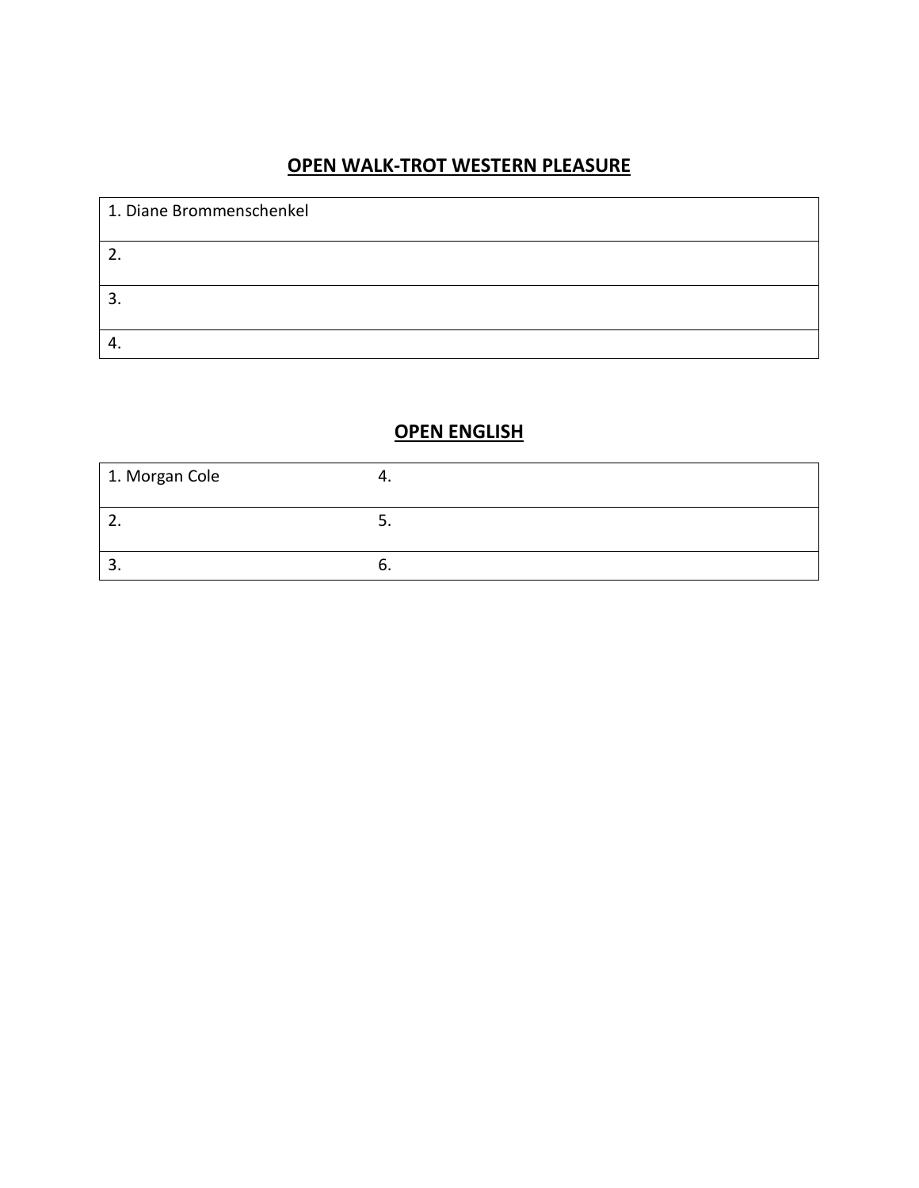**OPEN WALK-TROT WESTERN PLEASURE**

| 1. Diane Brommenschenkel |
|---|
| 2. |
| 3. |
| 4. |

**OPEN ENGLISH**

| 1. Morgan Cole | 4. |
|---|---|
| 2. | 5. |
| 3. | 6. |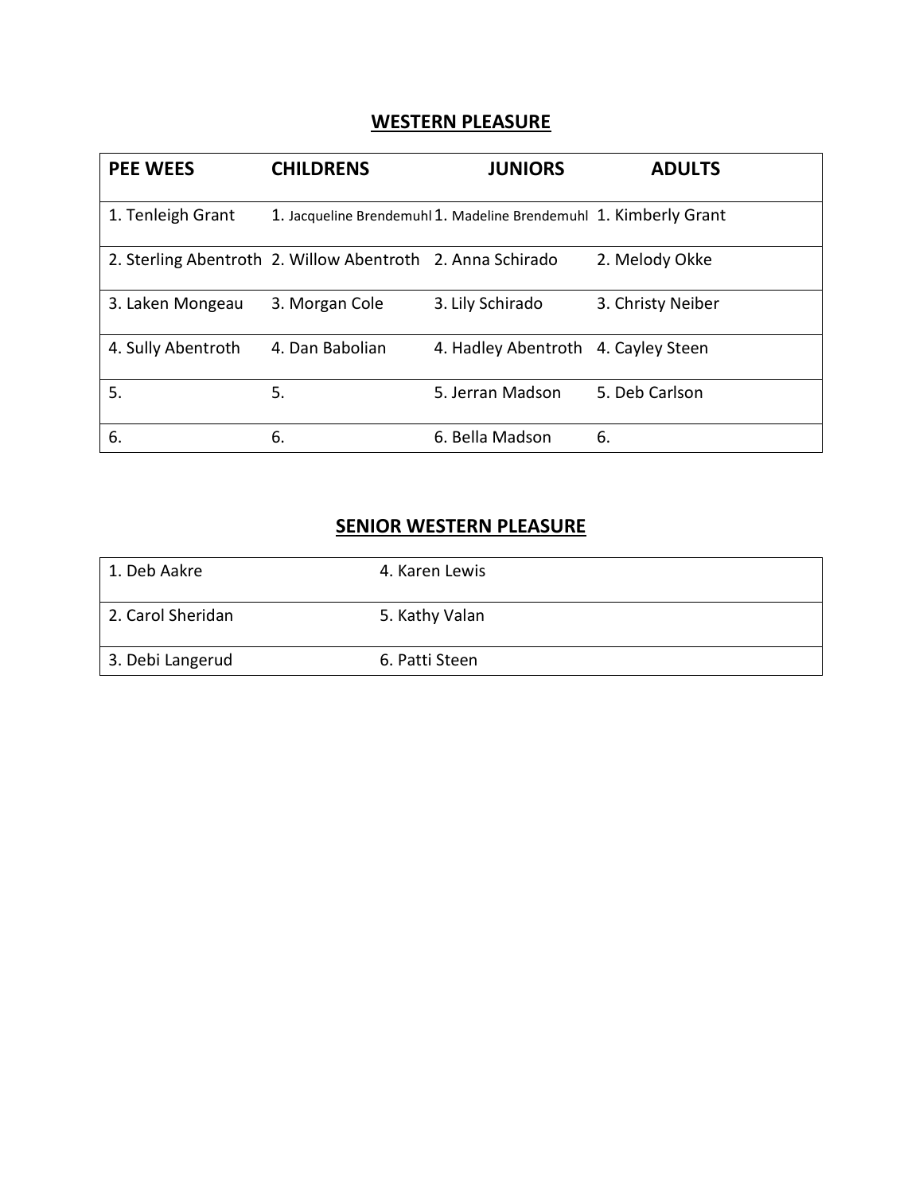## WESTERN PLEASURE

| PEE WEES | CHILDRENS | JUNIORS | ADULTS |
|---|---|---|---|
| 1. Tenleigh Grant | 1. Jacqueline Brendemuhl | 1. Madeline Brendemuhl | 1. Kimberly Grant |
| 2. Sterling Abentroth | 2. Willow Abentroth | 2. Anna Schirado | 2. Melody Okke |
| 3. Laken Mongeau | 3. Morgan Cole | 3. Lily Schirado | 3. Christy Neiber |
| 4. Sully Abentroth | 4. Dan Babolian | 4. Hadley Abentroth | 4. Cayley Steen |
| 5. | 5. | 5. Jerran Madson | 5. Deb Carlson |
| 6. | 6. | 6. Bella Madson | 6. |

## SENIOR WESTERN PLEASURE

| | |
|---|---|
| 1. Deb Aakre | 4. Karen Lewis |
| 2. Carol Sheridan | 5. Kathy Valan |
| 3. Debi Langerud | 6. Patti Steen |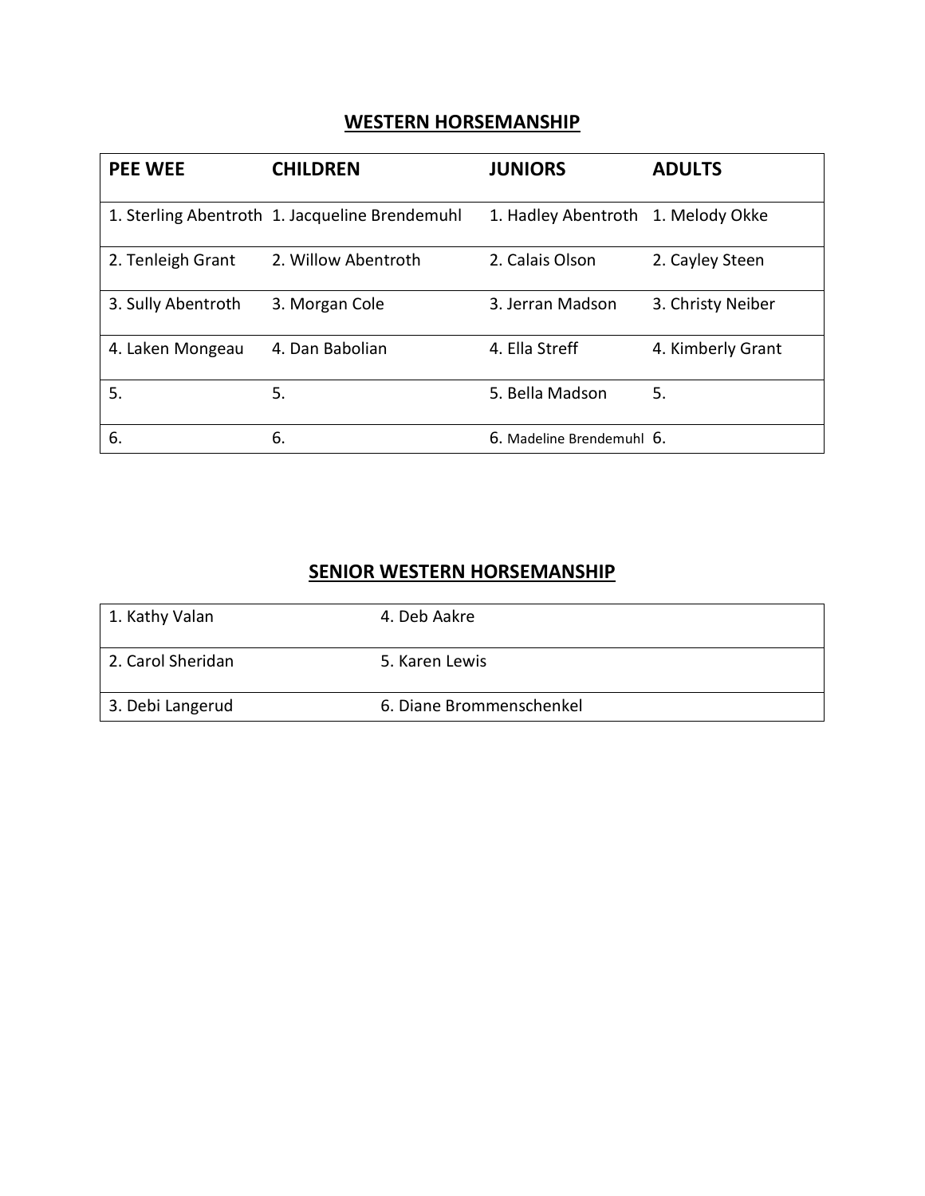## WESTERN HORSEMANSHIP

| PEE WEE | CHILDREN | JUNIORS | ADULTS |
|---|---|---|---|
| 1. Sterling Abentroth | 1. Jacqueline Brendemuhl | 1. Hadley Abentroth | 1. Melody Okke |
| 2. Tenleigh Grant | 2. Willow Abentroth | 2. Calais Olson | 2. Cayley Steen |
| 3. Sully Abentroth | 3. Morgan Cole | 3. Jerran Madson | 3. Christy Neiber |
| 4. Laken Mongeau | 4. Dan Babolian | 4. Ella Streff | 4. Kimberly Grant |
| 5. | 5. | 5. Bella Madson | 5. |
| 6. | 6. | 6. Madeline Brendemuhl | 6. |

## SENIOR WESTERN HORSEMANSHIP

| | |
|---|---|
| 1. Kathy Valan | 4. Deb Aakre |
| 2. Carol Sheridan | 5. Karen Lewis |
| 3. Debi Langerud | 6. Diane Brommenschenkel |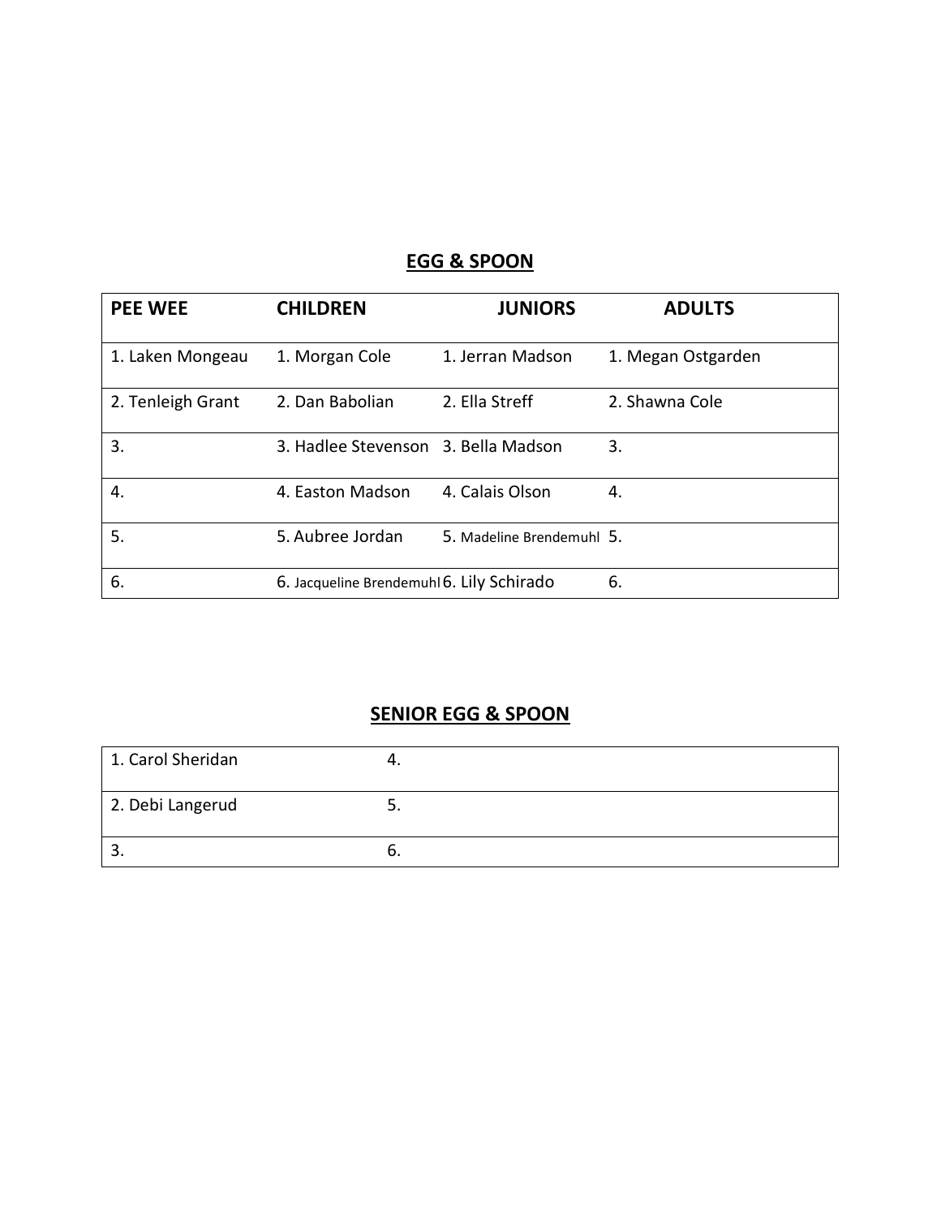## EGG & SPOON

| PEE WEE | CHILDREN | JUNIORS | ADULTS |
|---|---|---|---|
| 1. Laken Mongeau | 1. Morgan Cole | 1. Jerran Madson | 1. Megan Ostgarden |
| 2. Tenleigh Grant | 2. Dan Babolian | 2. Ella Streff | 2. Shawna Cole |
| 3. | 3. Hadlee Stevenson | 3. Bella Madson | 3. |
| 4. | 4. Easton Madson | 4. Calais Olson | 4. |
| 5. | 5. Aubree Jordan | 5. Madeline Brendemuhl | 5. |
| 6. | 6. Jacqueline Brendemuhl | 6. Lily Schirado | 6. |

## SENIOR EGG & SPOON

| | |
|---|---|
| 1. Carol Sheridan | 4. |
| 2. Debi Langerud | 5. |
| 3. | 6. |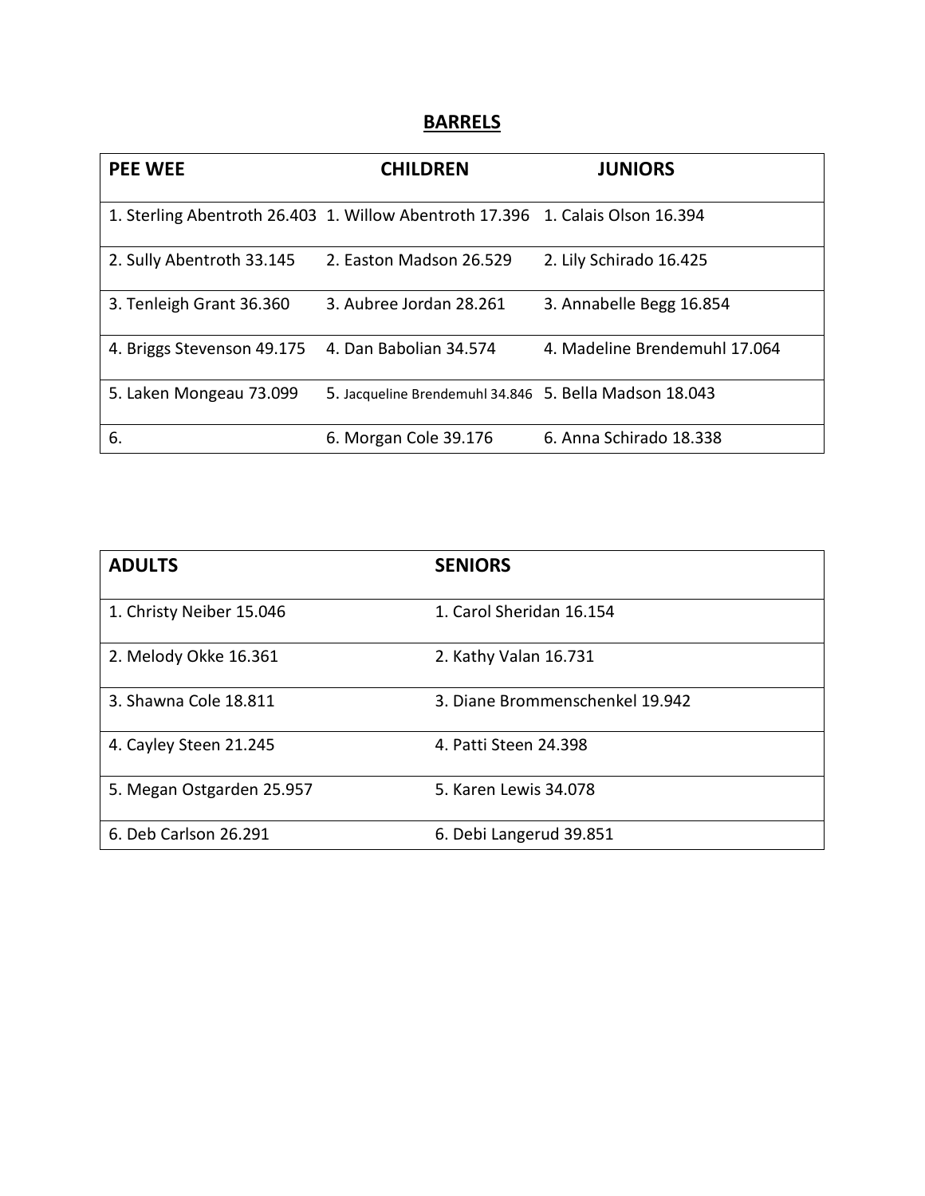## BARRELS

| PEE WEE | CHILDREN | JUNIORS |
|---|---|---|
| 1. Sterling Abentroth 26.403 | 1. Willow Abentroth 17.396 | 1. Calais Olson 16.394 |
| 2. Sully Abentroth 33.145 | 2. Easton Madson 26.529 | 2. Lily Schirado 16.425 |
| 3. Tenleigh Grant 36.360 | 3. Aubree Jordan 28.261 | 3. Annabelle Begg 16.854 |
| 4. Briggs Stevenson 49.175 | 4. Dan Babolian 34.574 | 4. Madeline Brendemuhl 17.064 |
| 5. Laken Mongeau 73.099 | 5. Jacqueline Brendemuhl 34.846 | 5. Bella Madson 18.043 |
| 6. | 6. Morgan Cole 39.176 | 6. Anna Schirado 18.338 |

| ADULTS | SENIORS |
|---|---|
| 1. Christy Neiber 15.046 | 1. Carol Sheridan 16.154 |
| 2. Melody Okke 16.361 | 2. Kathy Valan 16.731 |
| 3. Shawna Cole 18.811 | 3. Diane Brommenschenkel 19.942 |
| 4. Cayley Steen 21.245 | 4. Patti Steen 24.398 |
| 5. Megan Ostgarden 25.957 | 5. Karen Lewis 34.078 |
| 6. Deb Carlson 26.291 | 6. Debi Langerud 39.851 |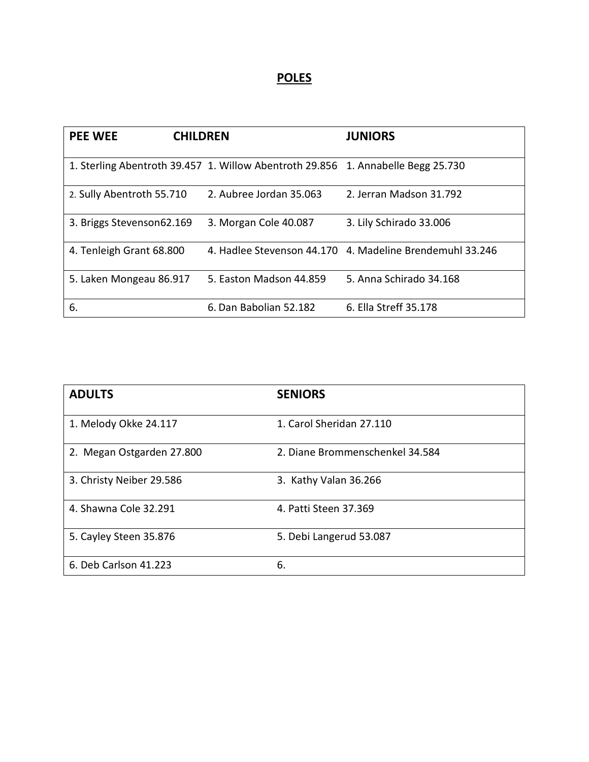# **POLES**

| PEE WEE | CHILDREN | JUNIORS |
| --- | --- | --- |
| 1. Sterling Abentroth 39.457 | 1. Willow Abentroth 29.856 | 1. Annabelle Begg 25.730 |
| 2. Sully Abentroth 55.710 | 2. Aubree Jordan 35.063 | 2. Jerran Madson 31.792 |
| 3. Briggs Stevenson62.169 | 3. Morgan Cole 40.087 | 3. Lily Schirado 33.006 |
| 4. Tenleigh Grant 68.800 | 4. Hadlee Stevenson 44.170 | 4. Madeline Brendemuhl 33.246 |
| 5. Laken Mongeau 86.917 | 5. Easton Madson 44.859 | 5. Anna Schirado 34.168 |
| 6. | 6. Dan Babolian 52.182 | 6. Ella Streff 35.178 |

| ADULTS | SENIORS |
| --- | --- |
| 1. Melody Okke 24.117 | 1. Carol Sheridan 27.110 |
| 2. Megan Ostgarden 27.800 | 2. Diane Brommenschenkel 34.584 |
| 3. Christy Neiber 29.586 | 3. Kathy Valan 36.266 |
| 4. Shawna Cole 32.291 | 4. Patti Steen 37.369 |
| 5. Cayley Steen 35.876 | 5. Debi Langerud 53.087 |
| 6. Deb Carlson 41.223 | 6. |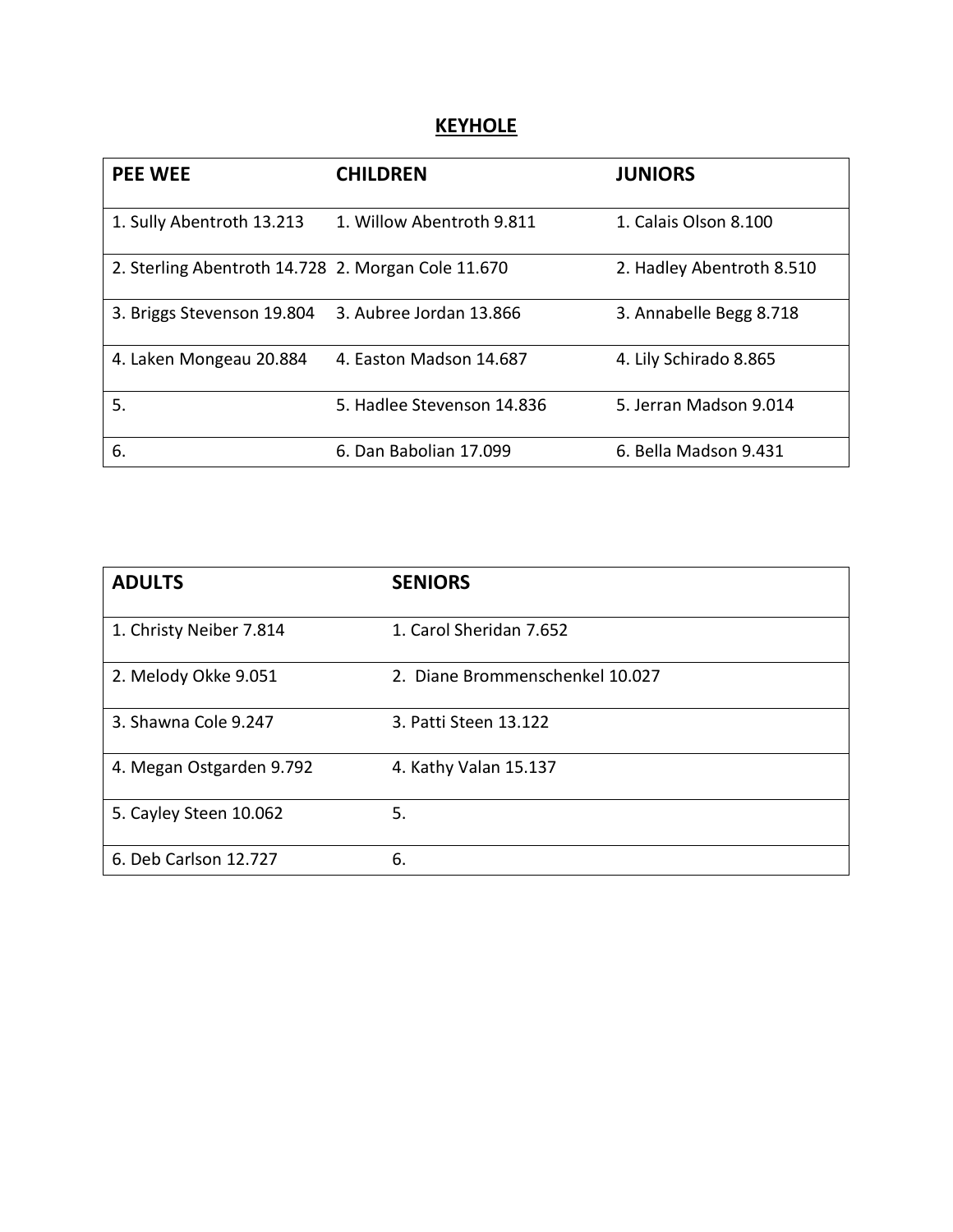**KEYHOLE**

| PEE WEE | CHILDREN | JUNIORS |
|---|---|---|
| 1. Sully Abentroth 13.213 | 1. Willow Abentroth 9.811 | 1. Calais Olson 8.100 |
| 2. Sterling Abentroth 14.728 | 2. Morgan Cole 11.670 | 2. Hadley Abentroth 8.510 |
| 3. Briggs Stevenson 19.804 | 3. Aubree Jordan 13.866 | 3. Annabelle Begg 8.718 |
| 4. Laken Mongeau 20.884 | 4. Easton Madson 14.687 | 4. Lily Schirado 8.865 |
| 5. | 5. Hadlee Stevenson 14.836 | 5. Jerran Madson 9.014 |
| 6. | 6. Dan Babolian 17.099 | 6. Bella Madson 9.431 |

| ADULTS | SENIORS |
|---|---|
| 1. Christy Neiber 7.814 | 1. Carol Sheridan 7.652 |
| 2. Melody Okke 9.051 | 2. Diane Brommenschenkel 10.027 |
| 3. Shawna Cole 9.247 | 3. Patti Steen 13.122 |
| 4. Megan Ostgarden 9.792 | 4. Kathy Valan 15.137 |
| 5. Cayley Steen 10.062 | 5. |
| 6. Deb Carlson 12.727 | 6. |